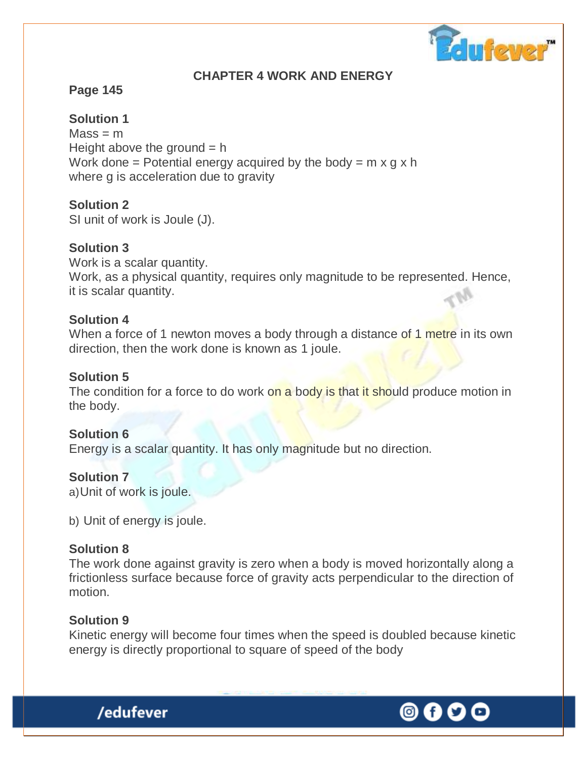# CHAPTER 4 WORK AND ENERGY

**Page 145**

**Solution 1**

Mass = m
Height above the ground = h
Work done = Potential energy acquired by the body = m x g x h
where g is acceleration due to gravity

**Solution 2**

SI unit of work is Joule (J).

**Solution 3**

Work is a scalar quantity.
Work, as a physical quantity, requires only magnitude to be represented. Hence, it is scalar quantity.

**Solution 4**

When a force of 1 newton moves a body through a distance of 1 metre in its own direction, then the work done is known as 1 joule.

**Solution 5**

The condition for a force to do work on a body is that it should produce motion in the body.

**Solution 6**

Energy is a scalar quantity. It has only magnitude but no direction.

**Solution 7**

a) Unit of work is joule.

b) Unit of energy is joule.

**Solution 8**

The work done against gravity is zero when a body is moved horizontally along a frictionless surface because force of gravity acts perpendicular to the direction of motion.

**Solution 9**

Kinetic energy will become four times when the speed is doubled because kinetic energy is directly proportional to square of speed of the body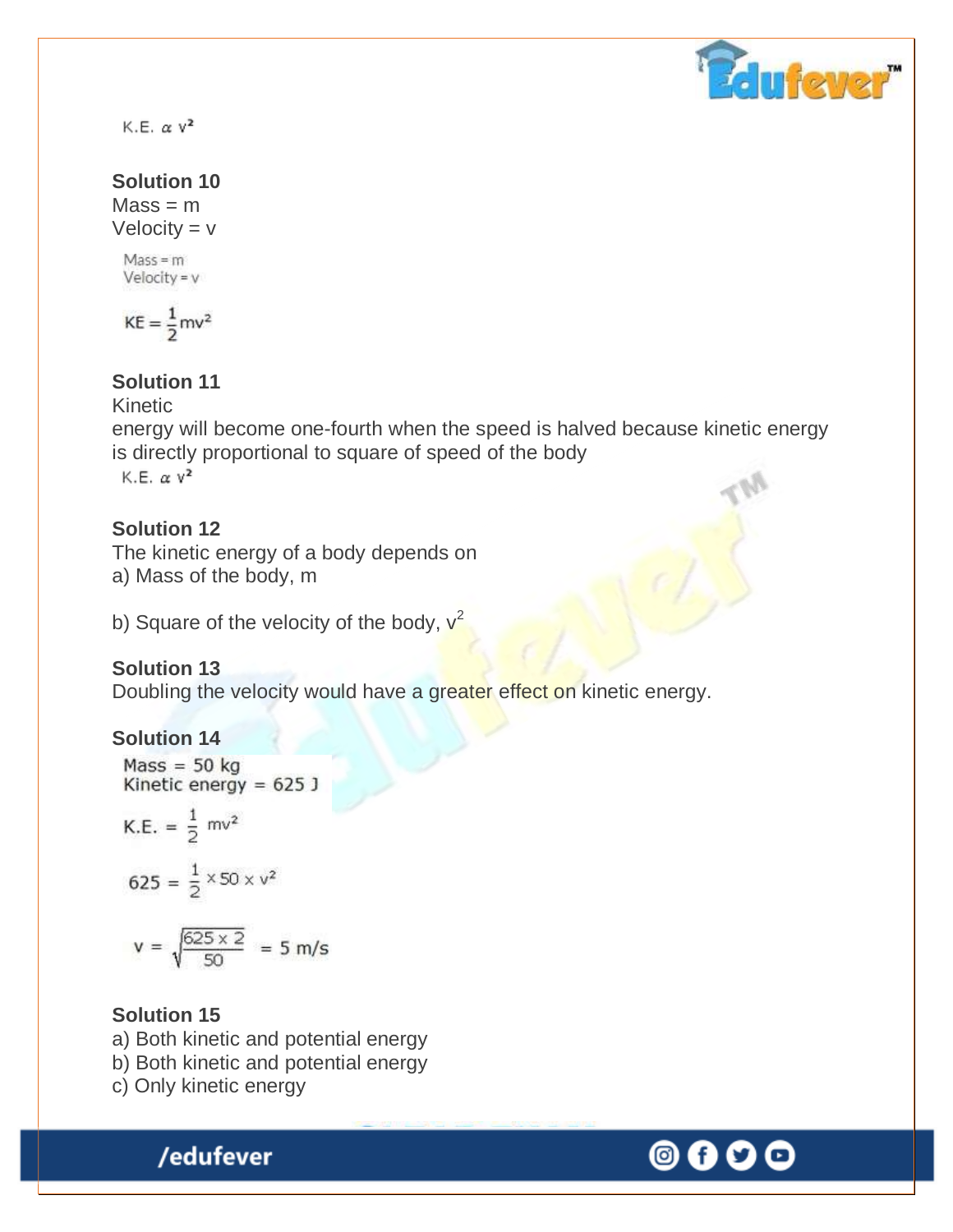$$K.E. \; \alpha \; v^2$$

**Solution 10**

Mass = m

Velocity = v

Mass = m

Velocity = v

$$KE = \frac{1}{2}mv^2$$

**Solution 11**

Kinetic

energy will become one-fourth when the speed is halved because kinetic energy is directly proportional to square of speed of the body

$$K.E. \; \alpha \; v^2$$

**Solution 12**

The kinetic energy of a body depends on

a) Mass of the body, m

b) Square of the velocity of the body, $v^2$

**Solution 13**

Doubling the velocity would have a greater effect on kinetic energy.

**Solution 14**

Mass = 50 kg

Kinetic energy = 625 J

$$K.E. = \frac{1}{2} mv^2$$

$$625 = \frac{1}{2} \times 50 \times v^2$$

$$v = \sqrt{\frac{625 \times 2}{50}} = 5 \text{ m/s}$$

**Solution 15**

a) Both kinetic and potential energy

b) Both kinetic and potential energy

c) Only kinetic energy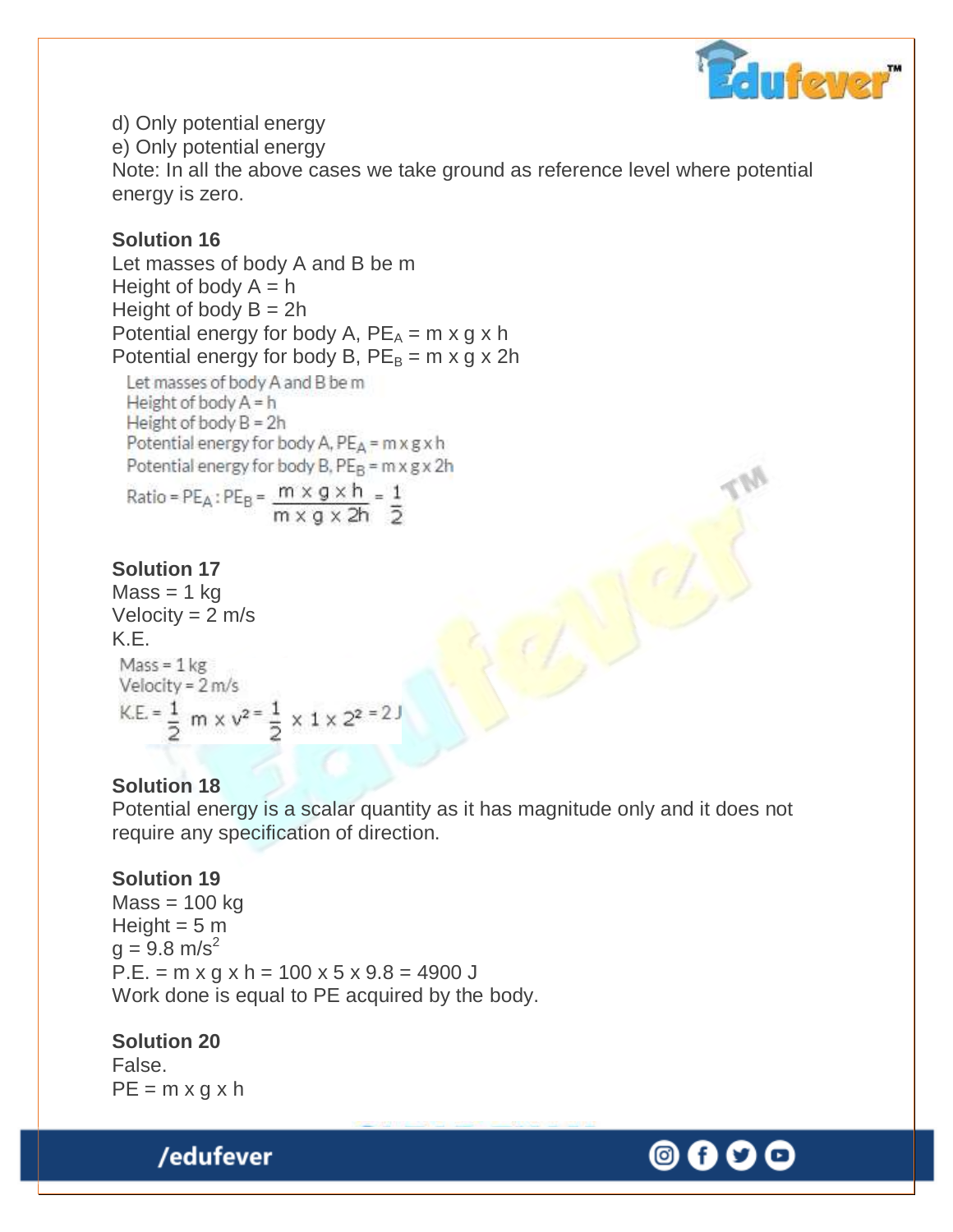d) Only potential energy

e) Only potential energy

Note: In all the above cases we take ground as reference level where potential energy is zero.

**Solution 16**

Let masses of body A and B be m

Height of body A = h

Height of body B = 2h

Potential energy for body A, $PE_A = m \times g \times h$

Potential energy for body B, $PE_B = m \times g \times 2h$

Let masses of body A and B be m

Height of body A = h

Height of body B = 2h

Potential energy for body A, $PE_A = m \times g \times h$

Potential energy for body B, $PE_B = m \times g \times 2h$

$$\text{Ratio} = PE_A : PE_B = \frac{m \times g \times h}{m \times g \times 2h} = \frac{1}{2}$$

**Solution 17**

Mass = 1 kg

Velocity = 2 m/s

K.E.

Mass = 1 kg

Velocity = 2 m/s

$$K.E. = \frac{1}{2} m \times v^2 = \frac{1}{2} \times 1 \times 2^2 = 2\,J$$

**Solution 18**

Potential energy is a scalar quantity as it has magnitude only and it does not require any specification of direction.

**Solution 19**

Mass = 100 kg

Height = 5 m

$g = 9.8\ m/s^2$

P.E. = m x g x h = 100 x 5 x 9.8 = 4900 J

Work done is equal to PE acquired by the body.

**Solution 20**

False.

PE = m x g x h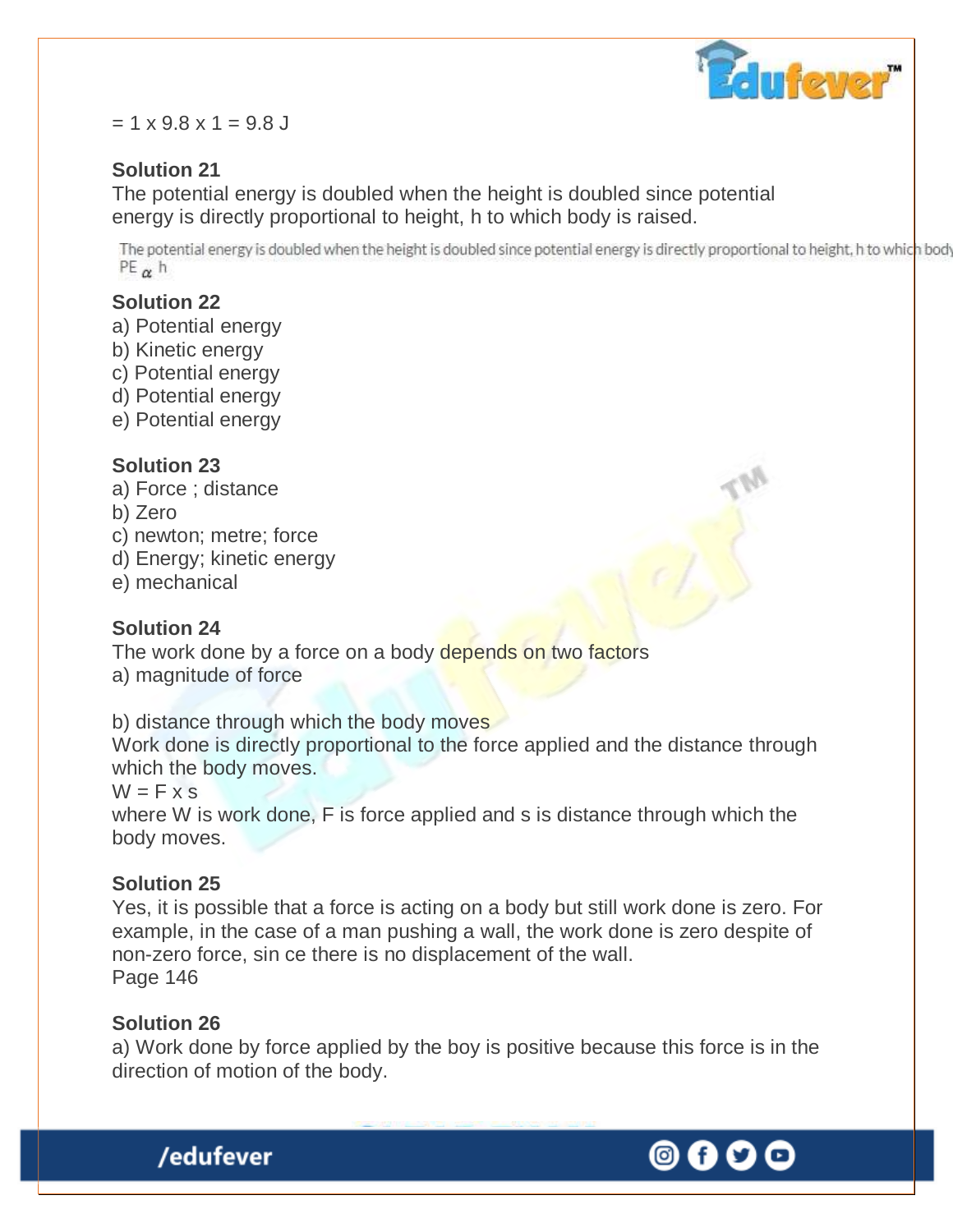= 1 x 9.8 x 1 = 9.8 J

**Solution 21**

The potential energy is doubled when the height is doubled since potential energy is directly proportional to height, h to which body is raised.

The potential energy is doubled when the height is doubled since potential energy is directly proportional to height, h to which body

$PE \propto h$

**Solution 22**

a) Potential energy
b) Kinetic energy
c) Potential energy
d) Potential energy
e) Potential energy

**Solution 23**

a) Force ; distance
b) Zero
c) newton; metre; force
d) Energy; kinetic energy
e) mechanical

**Solution 24**

The work done by a force on a body depends on two factors
a) magnitude of force

b) distance through which the body moves
Work done is directly proportional to the force applied and the distance through which the body moves.
W = F x s
where W is work done, F is force applied and s is distance through which the body moves.

**Solution 25**

Yes, it is possible that a force is acting on a body but still work done is zero. For example, in the case of a man pushing a wall, the work done is zero despite of non-zero force, sin ce there is no displacement of the wall.
Page 146

**Solution 26**

a) Work done by force applied by the boy is positive because this force is in the direction of motion of the body.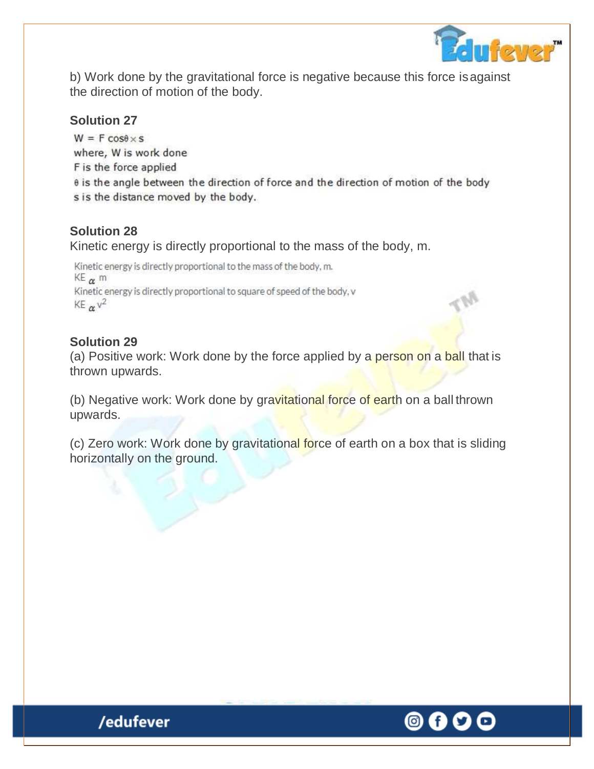b) Work done by the gravitational force is negative because this force is against the direction of motion of the body.

### Solution 27

$W = F \cos\theta \times s$

where, W is work done

F is the force applied

$\theta$ is the angle between the direction of force and the direction of motion of the body

s is the distance moved by the body.

### Solution 28

Kinetic energy is directly proportional to the mass of the body, m.

Kinetic energy is directly proportional to the mass of the body, m.

$KE \propto m$

Kinetic energy is directly proportional to square of speed of the body, v

$KE \propto v^2$

### Solution 29

(a) Positive work: Work done by the force applied by a person on a ball that is thrown upwards.

(b) Negative work: Work done by gravitational force of earth on a ball thrown upwards.

(c) Zero work: Work done by gravitational force of earth on a box that is sliding horizontally on the ground.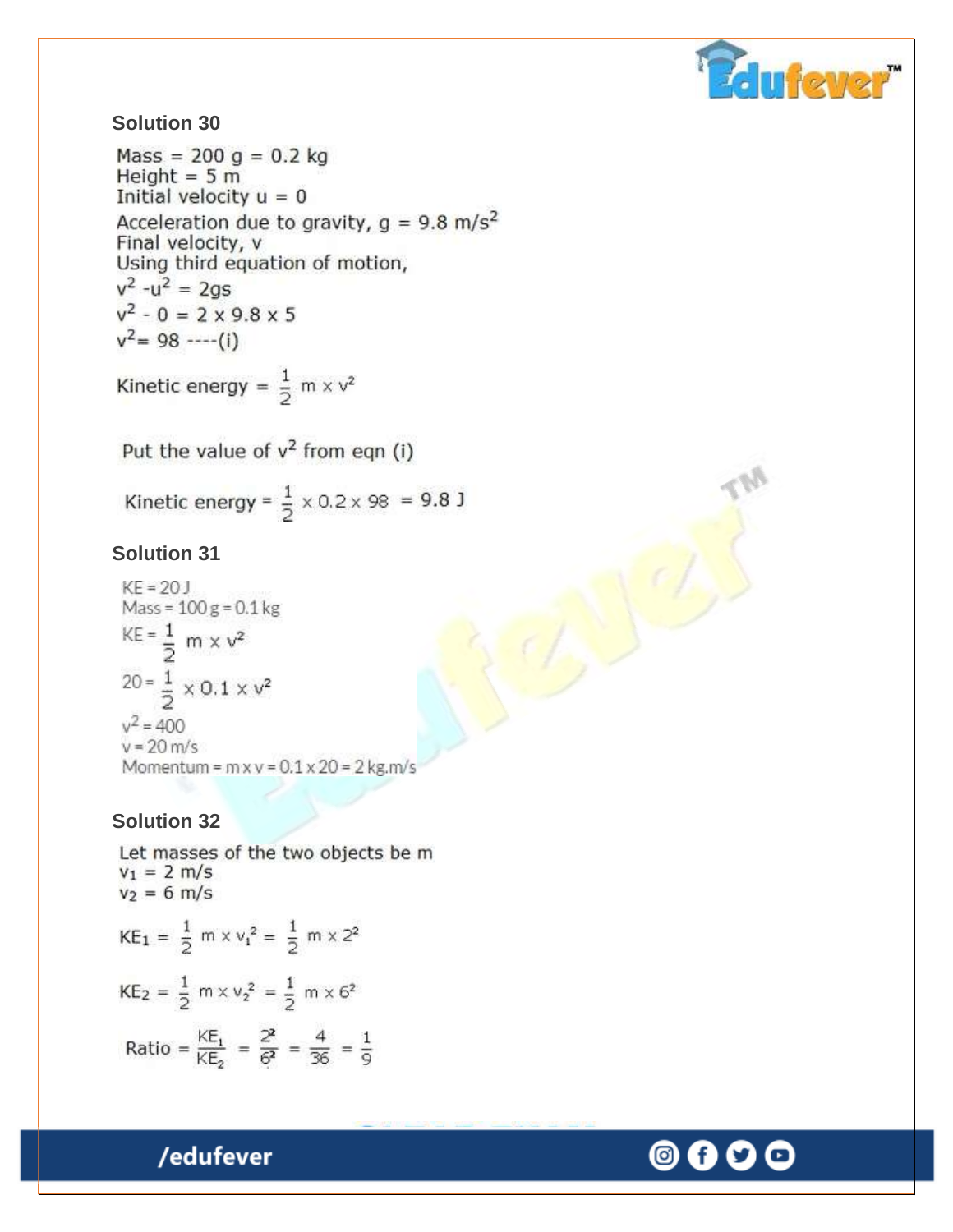## Solution 30

Mass = 200 g = 0.2 kg
Height = 5 m
Initial velocity u = 0
Acceleration due to gravity, g = 9.8 m/s$^2$
Final velocity, v
Using third equation of motion,

$v^2 - u^2 = 2gs$

$v^2 - 0 = 2 \times 9.8 \times 5$

$v^2 = 98$ ----(i)

Kinetic energy $= \frac{1}{2} m \times v^2$

Put the value of $v^2$ from eqn (i)

Kinetic energy $= \frac{1}{2} \times 0.2 \times 98 = 9.8$ J

## Solution 31

KE = 20 J
Mass = 100 g = 0.1 kg

$KE = \frac{1}{2} m \times v^2$

$20 = \frac{1}{2} \times 0.1 \times v^2$

$v^2 = 400$

$v = 20$ m/s

Momentum = m x v = 0.1 x 20 = 2 kg.m/s

## Solution 32

Let masses of the two objects be m
$v_1 = 2$ m/s
$v_2 = 6$ m/s

$KE_1 = \frac{1}{2} m \times v_1^2 = \frac{1}{2} m \times 2^2$

$KE_2 = \frac{1}{2} m \times v_2^2 = \frac{1}{2} m \times 6^2$

Ratio $= \frac{KE_1}{KE_2} = \frac{2^2}{6^2} = \frac{4}{36} = \frac{1}{9}$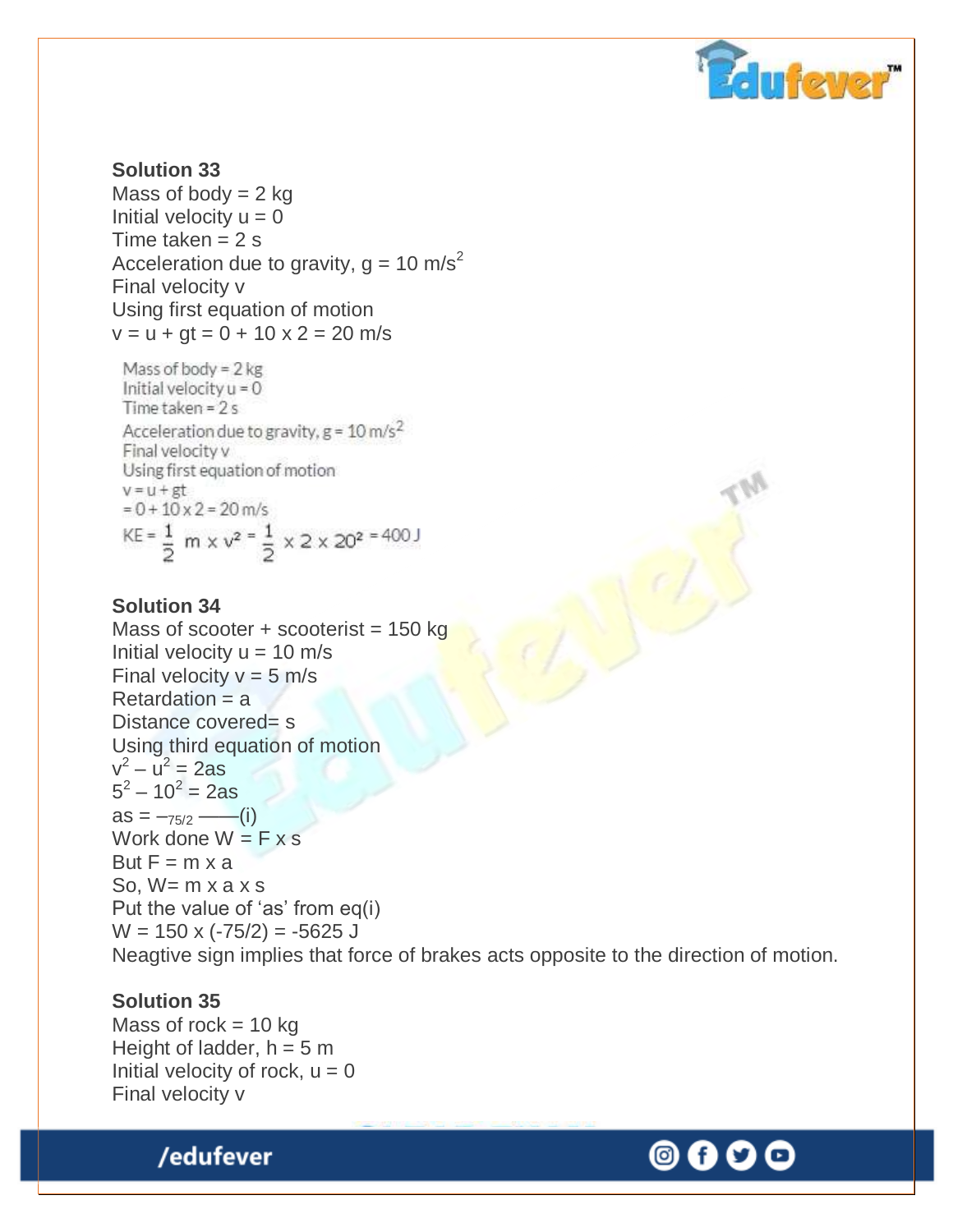**Solution 33**

Mass of body = 2 kg

Initial velocity $u = 0$

Time taken = 2 s

Acceleration due to gravity, $g = 10 \text{ m/s}^2$

Final velocity v

Using first equation of motion

$v = u + gt = 0 + 10 \times 2 = 20$ m/s

Mass of body = 2 kg

Initial velocity $u = 0$

Time taken = 2 s

Acceleration due to gravity, $g = 10 \text{ m/s}^2$

Final velocity v

Using first equation of motion

$v = u + gt$

$= 0 + 10 \times 2 = 20$ m/s

$KE = \frac{1}{2} m \times v^2 = \frac{1}{2} \times 2 \times 20^2 = 400$ J

**Solution 34**

Mass of scooter + scooterist = 150 kg

Initial velocity $u = 10$ m/s

Final velocity $v = 5$ m/s

Retardation = a

Distance covered= s

Using third equation of motion

$v^2 - u^2 = 2as$

$5^2 - 10^2 = 2as$

$as = -75/2$ ——(i)

Work done $W = F \times s$

But $F = m \times a$

So, $W = m \times a \times s$

Put the value of 'as' from eq(i)

$W = 150 \times (-75/2) = -5625$ J

Neagtive sign implies that force of brakes acts opposite to the direction of motion.

**Solution 35**

Mass of rock = 10 kg

Height of ladder, $h = 5$ m

Initial velocity of rock, $u = 0$

Final velocity v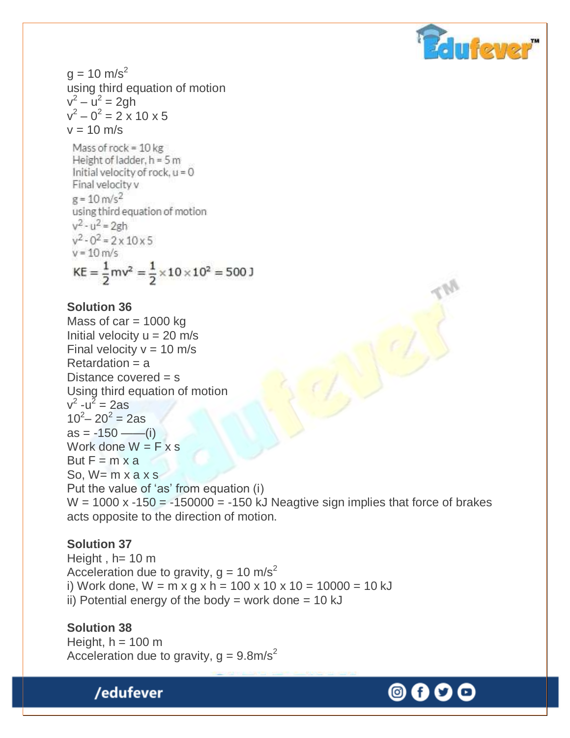$g = 10\ m/s^2$

using third equation of motion

$v^2 - u^2 = 2gh$

$v^2 - 0^2 = 2 \times 10 \times 5$

$v = 10\ m/s$

Mass of rock = 10 kg

Height of ladder, h = 5 m

Initial velocity of rock, u = 0

Final velocity v

$g = 10\ m/s^2$

using third equation of motion

$v^2 - u^2 = 2gh$

$v^2 - 0^2 = 2 \times 10 \times 5$

$v = 10\ m/s$

$$KE = \frac{1}{2}mv^2 = \frac{1}{2} \times 10 \times 10^2 = 500\ J$$

**Solution 36**

Mass of car = 1000 kg

Initial velocity u = 20 m/s

Final velocity v = 10 m/s

Retardation = a

Distance covered = s

Using third equation of motion

$v^2 - u^2 = 2as$

$10^2 - 20^2 = 2as$

as = -150 ——(i)

Work done W = F x s

But F = m x a

So, W= m x a x s

Put the value of 'as' from equation (i)

W = 1000 x -150 = -150000 = -150 kJ Neagtive sign implies that force of brakes acts opposite to the direction of motion.

**Solution 37**

Height , h= 10 m

Acceleration due to gravity, $g = 10\ m/s^2$

i) Work done, W = m x g x h = 100 x 10 x 10 = 10000 = 10 kJ

ii) Potential energy of the body = work done = 10 kJ

**Solution 38**

Height, h = 100 m

Acceleration due to gravity, $g = 9.8 m/s^2$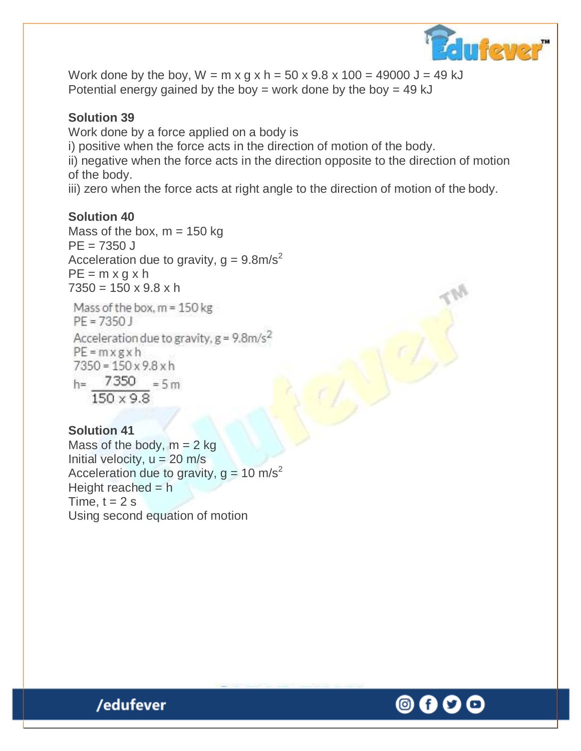Work done by the boy, $W = m \times g \times h = 50 \times 9.8 \times 100 = 49000$ J = 49 kJ
Potential energy gained by the boy = work done by the boy = 49 kJ

**Solution 39**

Work done by a force applied on a body is

i) positive when the force acts in the direction of motion of the body.
ii) negative when the force acts in the direction opposite to the direction of motion of the body.
iii) zero when the force acts at right angle to the direction of motion of the body.

**Solution 40**

Mass of the box, m = 150 kg
PE = 7350 J
Acceleration due to gravity, $g = 9.8 m/s^2$
$PE = m \times g \times h$
$7350 = 150 \times 9.8 \times h$

Mass of the box, m = 150 kg
PE = 7350 J
Acceleration due to gravity, $g = 9.8 m/s^2$
$PE = m \times g \times h$
$7350 = 150 \times 9.8 \times h$

$$h = \frac{7350}{150 \times 9.8} = 5 \text{ m}$$

**Solution 41**

Mass of the body, m = 2 kg
Initial velocity, u = 20 m/s
Acceleration due to gravity, $g = 10 m/s^2$
Height reached = h
Time, t = 2 s
Using second equation of motion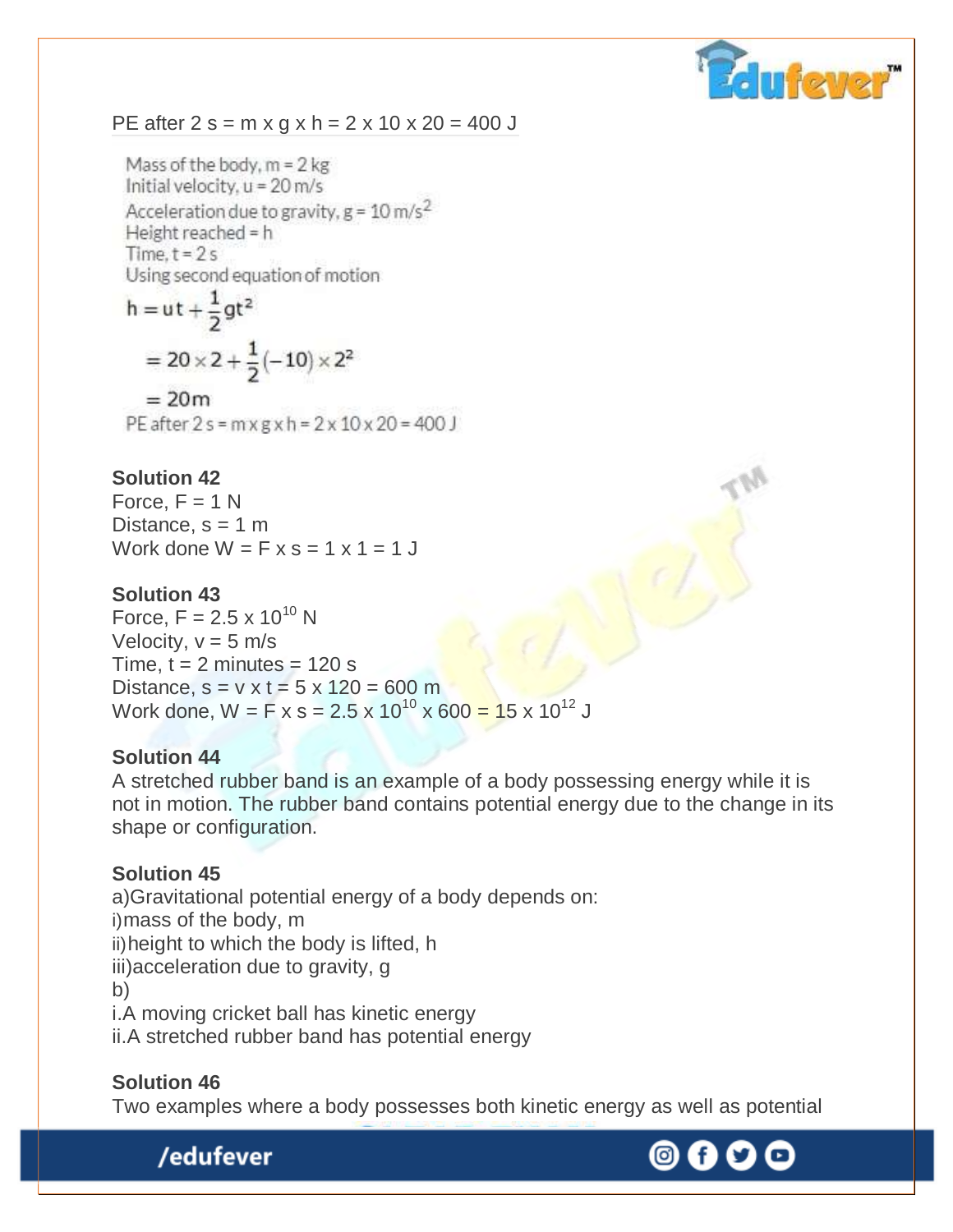PE after 2 s = m x g x h = 2 x 10 x 20 = 400 J

Mass of the body, m = 2 kg
Initial velocity, u = 20 m/s
Acceleration due to gravity, g = 10 m/s$^2$
Height reached = h
Time, t = 2 s
Using second equation of motion

$$h = ut + \frac{1}{2}gt^2$$

$$= 20 \times 2 + \frac{1}{2}(-10) \times 2^2$$

$$= 20\text{m}$$

PE after 2 s = m x g x h = 2 x 10 x 20 = 400 J

**Solution 42**
Force, F = 1 N
Distance, s = 1 m
Work done W = F x s = 1 x 1 = 1 J

**Solution 43**
Force, F = 2.5 x $10^{10}$ N
Velocity, v = 5 m/s
Time, t = 2 minutes = 120 s
Distance, s = v x t = 5 x 120 = 600 m
Work done, W = F x s = 2.5 x $10^{10}$ x 600 = 15 x $10^{12}$ J

**Solution 44**
A stretched rubber band is an example of a body possessing energy while it is not in motion. The rubber band contains potential energy due to the change in its shape or configuration.

**Solution 45**
a)Gravitational potential energy of a body depends on:
i)mass of the body, m
ii)height to which the body is lifted, h
iii)acceleration due to gravity, g
b)
i.A moving cricket ball has kinetic energy
ii.A stretched rubber band has potential energy

**Solution 46**
Two examples where a body possesses both kinetic energy as well as potential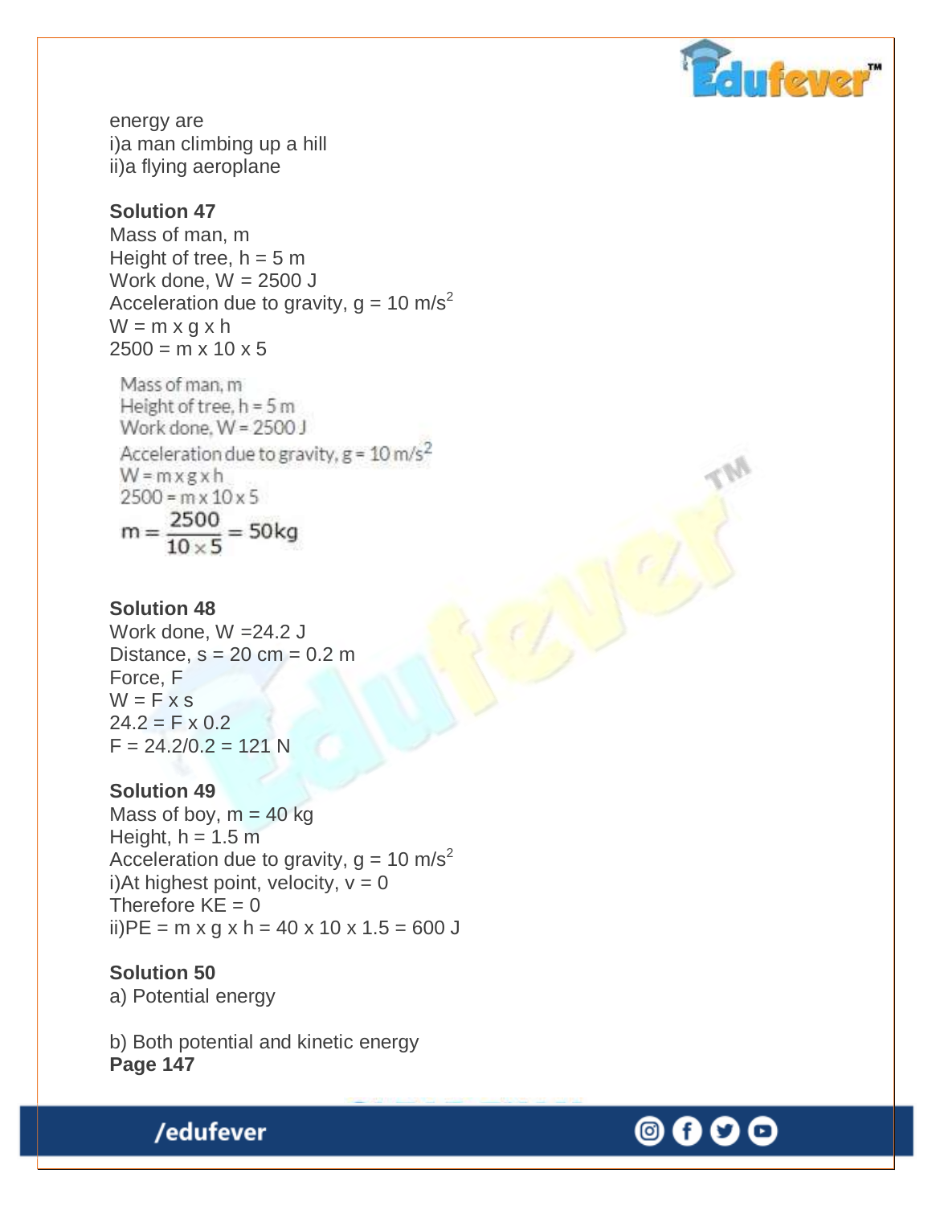energy are
i)a man climbing up a hill
ii)a flying aeroplane

**Solution 47**

Mass of man, m
Height of tree, h = 5 m
Work done, W = 2500 J
Acceleration due to gravity, g = 10 m/$s^2$
W = m x g x h
2500 = m x 10 x 5

Mass of man, m
Height of tree, h = 5 m
Work done, W = 2500 J
Acceleration due to gravity, g = 10 m/$s^2$
W = m x g x h
2500 = m x 10 x 5

$$m = \frac{2500}{10 \times 5} = 50\text{kg}$$

**Solution 48**

Work done, W =24.2 J
Distance, s = 20 cm = 0.2 m
Force, F
W = F x s
24.2 = F x 0.2
F = 24.2/0.2 = 121 N

**Solution 49**

Mass of boy, m = 40 kg
Height, h = 1.5 m
Acceleration due to gravity, g = 10 m/$s^2$
i)At highest point, velocity, v = 0
Therefore KE = 0
ii)PE = m x g x h = 40 x 10 x 1.5 = 600 J

**Solution 50**

a) Potential energy

b) Both potential and kinetic energy

**Page 147**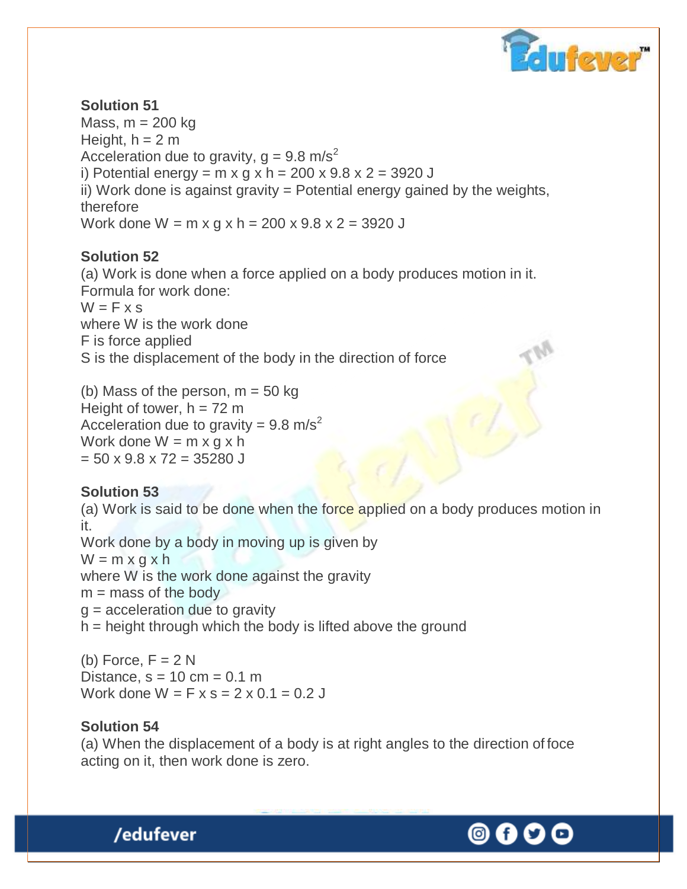**Solution 51**

Mass, m = 200 kg
Height, h = 2 m
Acceleration due to gravity, g = 9.8 m/s$^2$
i) Potential energy = m x g x h = 200 x 9.8 x 2 = 3920 J
ii) Work done is against gravity = Potential energy gained by the weights, therefore
Work done W = m x g x h = 200 x 9.8 x 2 = 3920 J

**Solution 52**

(a) Work is done when a force applied on a body produces motion in it.
Formula for work done:
W = F x s
where W is the work done
F is force applied
S is the displacement of the body in the direction of force

(b) Mass of the person, m = 50 kg
Height of tower, h = 72 m
Acceleration due to gravity = 9.8 m/s$^2$
Work done W = m x g x h
= 50 x 9.8 x 72 = 35280 J

**Solution 53**

(a) Work is said to be done when the force applied on a body produces motion in it.
Work done by a body in moving up is given by
W = m x g x h
where W is the work done against the gravity
m = mass of the body
g = acceleration due to gravity
h = height through which the body is lifted above the ground

(b) Force, F = 2 N
Distance, s = 10 cm = 0.1 m
Work done W = F x s = 2 x 0.1 = 0.2 J

**Solution 54**

(a) When the displacement of a body is at right angles to the direction of foce acting on it, then work done is zero.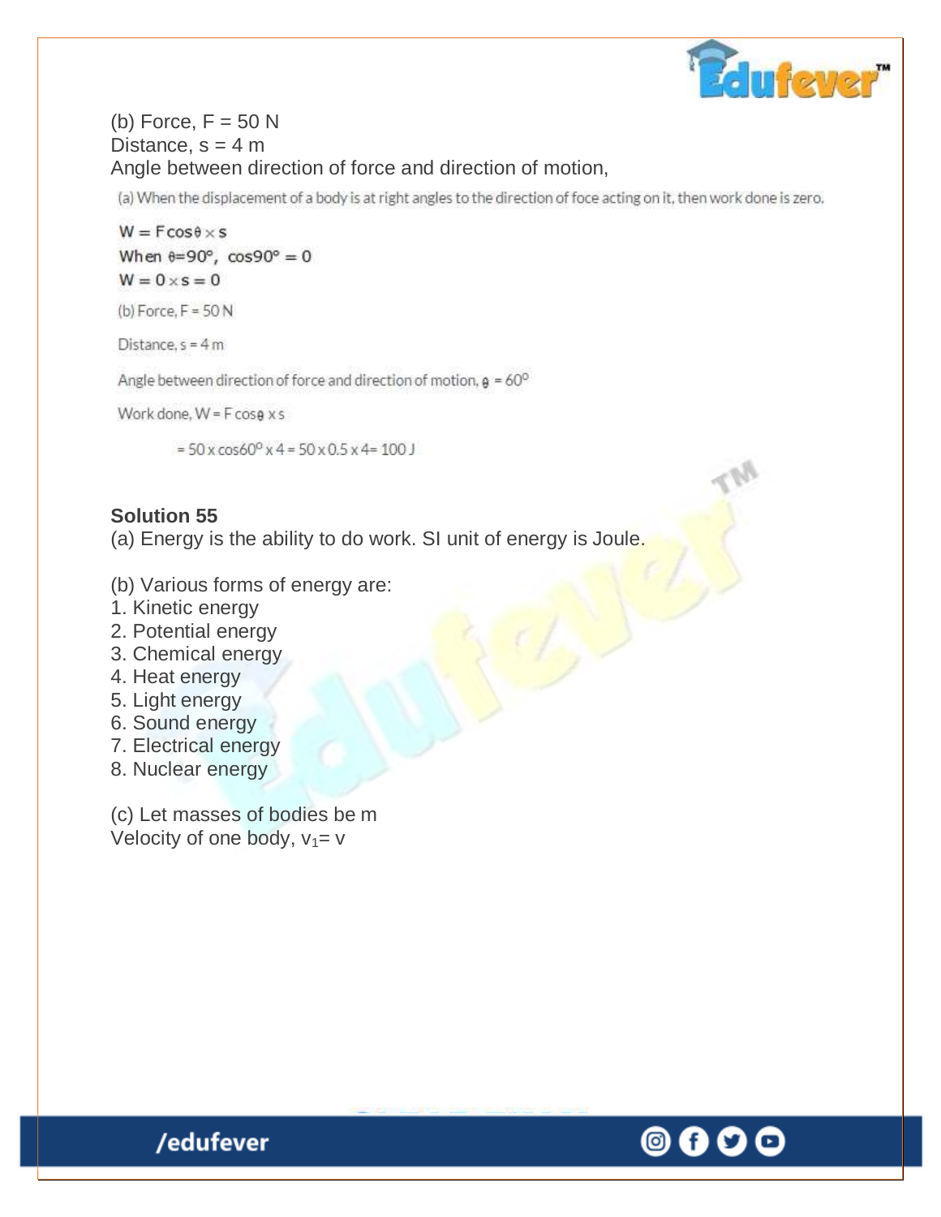(b) Force, F = 50 N
Distance, s = 4 m
Angle between direction of force and direction of motion,

(a) When the displacement of a body is at right angles to the direction of foce acting on it, then work done is zero.

$W = F\cos\theta \times s$

When $\theta = 90°$, $\cos 90° = 0$

$W = 0 \times s = 0$

(b) Force, F = 50 N

Distance, s = 4 m

Angle between direction of force and direction of motion, $\theta = 60^0$

Work done, $W = F\cos\theta \times s$

$= 50 \times \cos 60^0 \times 4 = 50 \times 0.5 \times 4 = 100$ J

**Solution 55**

(a) Energy is the ability to do work. SI unit of energy is Joule.

(b) Various forms of energy are:

1. Kinetic energy
2. Potential energy
3. Chemical energy
4. Heat energy
5. Light energy
6. Sound energy
7. Electrical energy
8. Nuclear energy

(c) Let masses of bodies be m
Velocity of one body, $v_1 = v$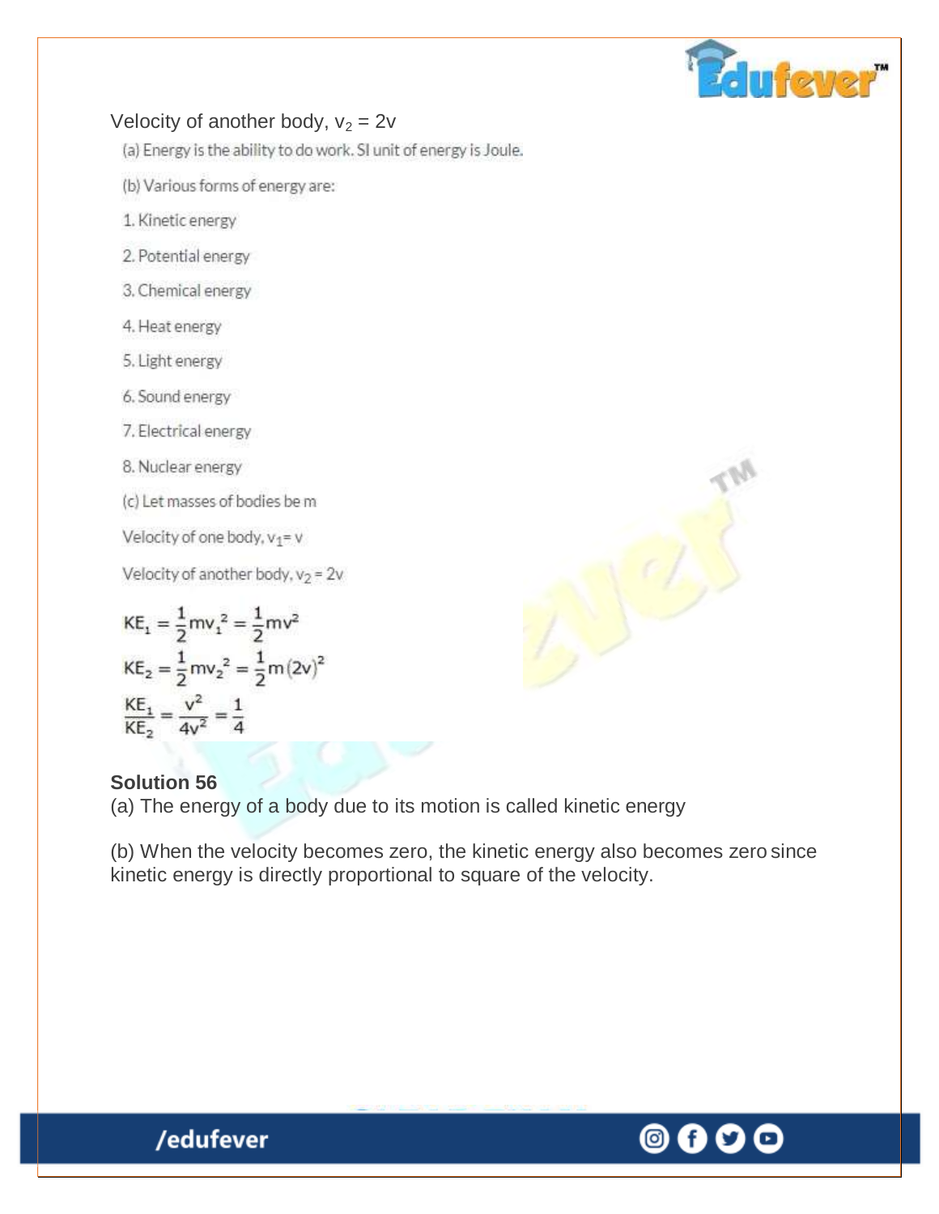Velocity of another body, $v_2 = 2v$

(a) Energy is the ability to do work. SI unit of energy is Joule.

(b) Various forms of energy are:

1. Kinetic energy
2. Potential energy
3. Chemical energy
4. Heat energy
5. Light energy
6. Sound energy
7. Electrical energy
8. Nuclear energy

(c) Let masses of bodies be m

Velocity of one body, $v_1 = v$

Velocity of another body, $v_2 = 2v$

$$KE_1 = \frac{1}{2}mv_1^2 = \frac{1}{2}mv^2$$

$$KE_2 = \frac{1}{2}mv_2^2 = \frac{1}{2}m(2v)^2$$

$$\frac{KE_1}{KE_2} = \frac{v^2}{4v^2} = \frac{1}{4}$$

**Solution 56**

(a) The energy of a body due to its motion is called kinetic energy

(b) When the velocity becomes zero, the kinetic energy also becomes zero since kinetic energy is directly proportional to square of the velocity.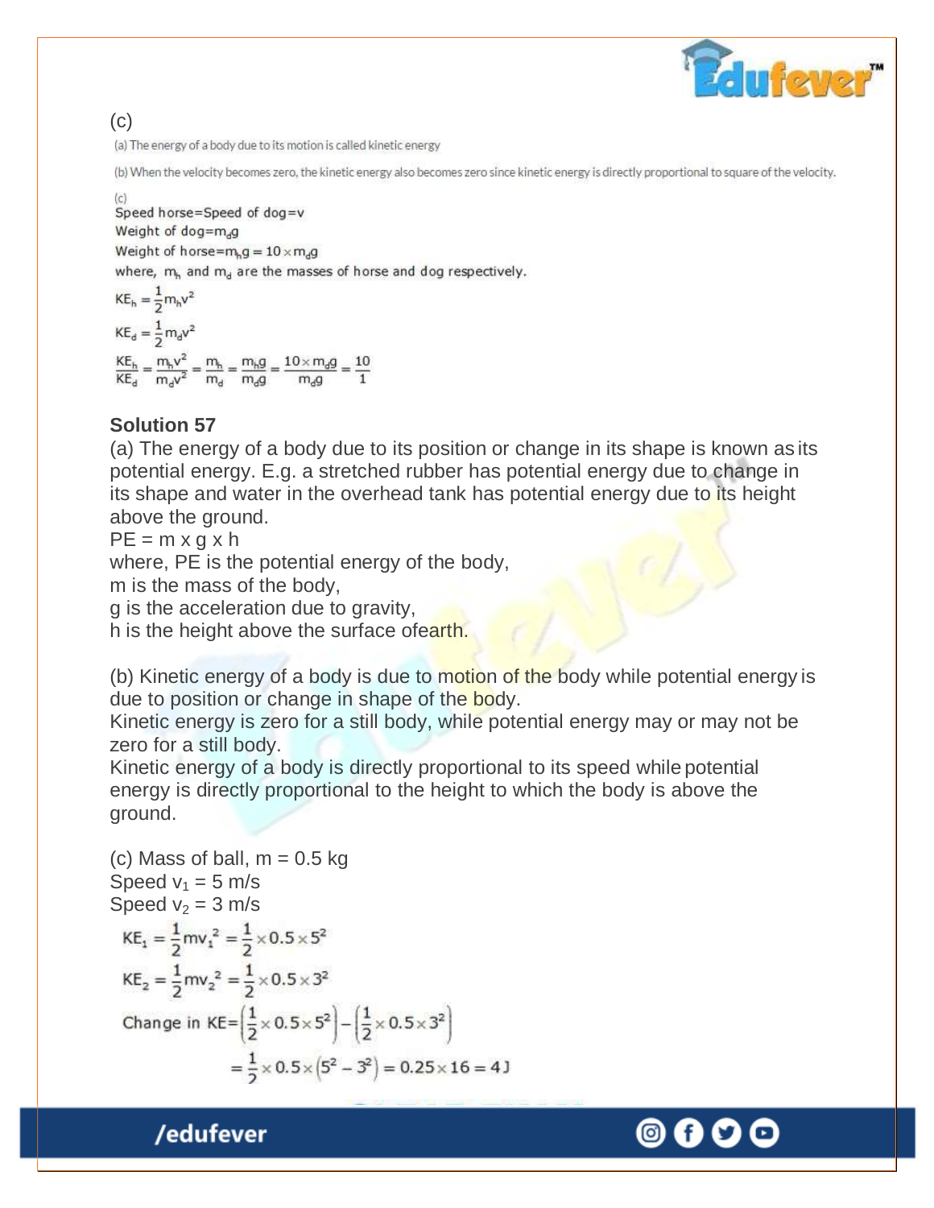(c)

(a) The energy of a body due to its motion is called kinetic energy

(b) When the velocity becomes zero, the kinetic energy also becomes zero since kinetic energy is directly proportional to square of the velocity.

(c)

Speed horse=Speed of dog=v

Weight of dog=$m_d g$

Weight of horse=$m_h g = 10 \times m_d g$

where, $m_h$ and $m_d$ are the masses of horse and dog respectively.

$$KE_h = \frac{1}{2} m_h v^2$$

$$KE_d = \frac{1}{2} m_d v^2$$

$$\frac{KE_h}{KE_d} = \frac{m_h v^2}{m_d v^2} = \frac{m_h}{m_d} = \frac{m_h g}{m_d g} = \frac{10 \times m_d g}{m_d g} = \frac{10}{1}$$

**Solution 57**

(a) The energy of a body due to its position or change in its shape is known as its potential energy. E.g. a stretched rubber has potential energy due to change in its shape and water in the overhead tank has potential energy due to its height above the ground.

PE = m x g x h

where, PE is the potential energy of the body,

m is the mass of the body,

g is the acceleration due to gravity,

h is the height above the surface ofearth.

(b) Kinetic energy of a body is due to motion of the body while potential energy is due to position or change in shape of the body.

Kinetic energy is zero for a still body, while potential energy may or may not be zero for a still body.

Kinetic energy of a body is directly proportional to its speed while potential energy is directly proportional to the height to which the body is above the ground.

(c) Mass of ball, m = 0.5 kg

Speed $v_1$ = 5 m/s

Speed $v_2$ = 3 m/s

$$KE_1 = \frac{1}{2} m v_1^2 = \frac{1}{2} \times 0.5 \times 5^2$$

$$KE_2 = \frac{1}{2} m v_2^2 = \frac{1}{2} \times 0.5 \times 3^2$$

$$\text{Change in KE} = \left(\frac{1}{2} \times 0.5 \times 5^2\right) - \left(\frac{1}{2} \times 0.5 \times 3^2\right)$$

$$= \frac{1}{2} \times 0.5 \times (5^2 - 3^2) = 0.25 \times 16 = 4\,J$$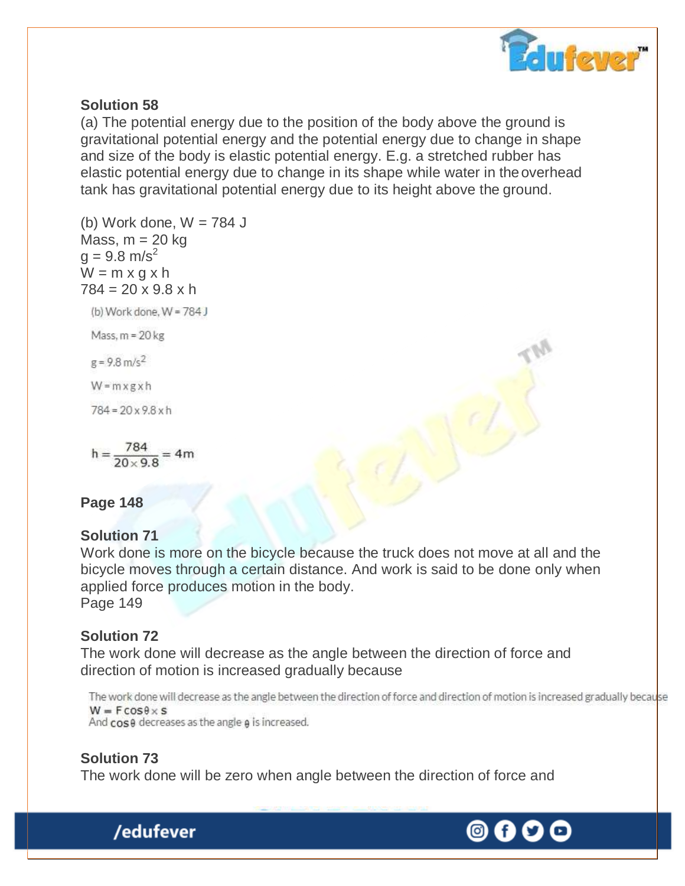### Solution 58

(a) The potential energy due to the position of the body above the ground is gravitational potential energy and the potential energy due to change in shape and size of the body is elastic potential energy. E.g. a stretched rubber has elastic potential energy due to change in its shape while water in the overhead tank has gravitational potential energy due to its height above the ground.

(b) Work done, W = 784 J
Mass, m = 20 kg
$g = 9.8 \text{ m/s}^2$
W = m x g x h
784 = 20 x 9.8 x h

(b) Work done, W = 784 J

Mass, m = 20 kg

$g = 9.8 \text{ m/s}^2$

W = m x g x h

784 = 20 x 9.8 x h

$$h = \frac{784}{20 \times 9.8} = 4\text{m}$$

### Page 148

### Solution 71

Work done is more on the bicycle because the truck does not move at all and the bicycle moves through a certain distance. And work is said to be done only when applied force produces motion in the body.

Page 149

### Solution 72

The work done will decrease as the angle between the direction of force and direction of motion is increased gradually because

The work done will decrease as the angle between the direction of force and direction of motion is increased gradually because

$W = F\cos\theta \times s$

And $\cos\theta$ decreases as the angle $\theta$ is increased.

### Solution 73

The work done will be zero when angle between the direction of force and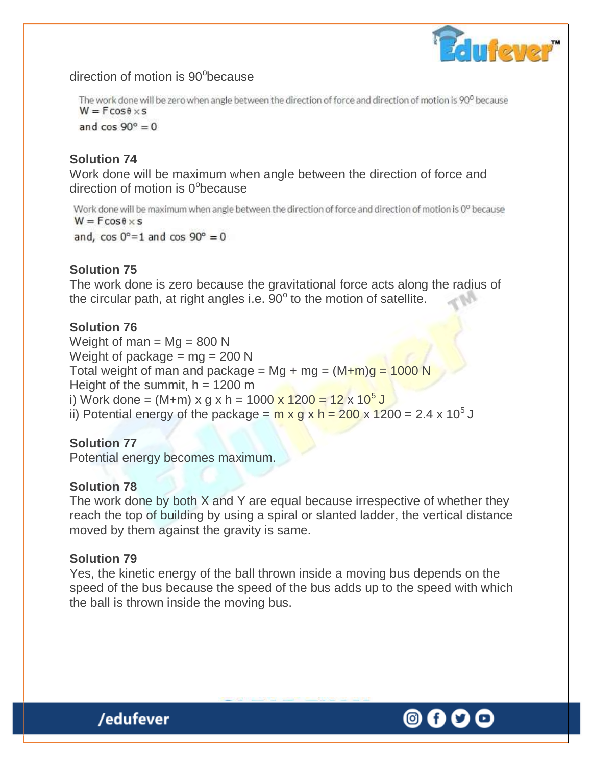direction of motion is $90^o$because

The work done will be zero when angle between the direction of force and direction of motion is $90^0$ because
$W = F\cos\theta \times s$
and $\cos 90° = 0$

**Solution 74**
Work done will be maximum when angle between the direction of force and direction of motion is $0^o$because

Work done will be maximum when angle between the direction of force and direction of motion is $0^0$ because
$W = F\cos\theta \times s$
and, $\cos 0°=1$ and $\cos 90° = 0$

**Solution 75**
The work done is zero because the gravitational force acts along the radius of the circular path, at right angles i.e. $90^o$ to the motion of satellite.

**Solution 76**
Weight of man = Mg = 800 N
Weight of package = mg = 200 N
Total weight of man and package = Mg + mg = (M+m)g = 1000 N
Height of the summit, h = 1200 m
i) Work done = (M+m) x g x h = 1000 x 1200 = 12 x $10^5$ J
ii) Potential energy of the package = m x g x h = 200 x 1200 = 2.4 x $10^5$ J

**Solution 77**
Potential energy becomes maximum.

**Solution 78**
The work done by both X and Y are equal because irrespective of whether they reach the top of building by using a spiral or slanted ladder, the vertical distance moved by them against the gravity is same.

**Solution 79**
Yes, the kinetic energy of the ball thrown inside a moving bus depends on the speed of the bus because the speed of the bus adds up to the speed with which the ball is thrown inside the moving bus.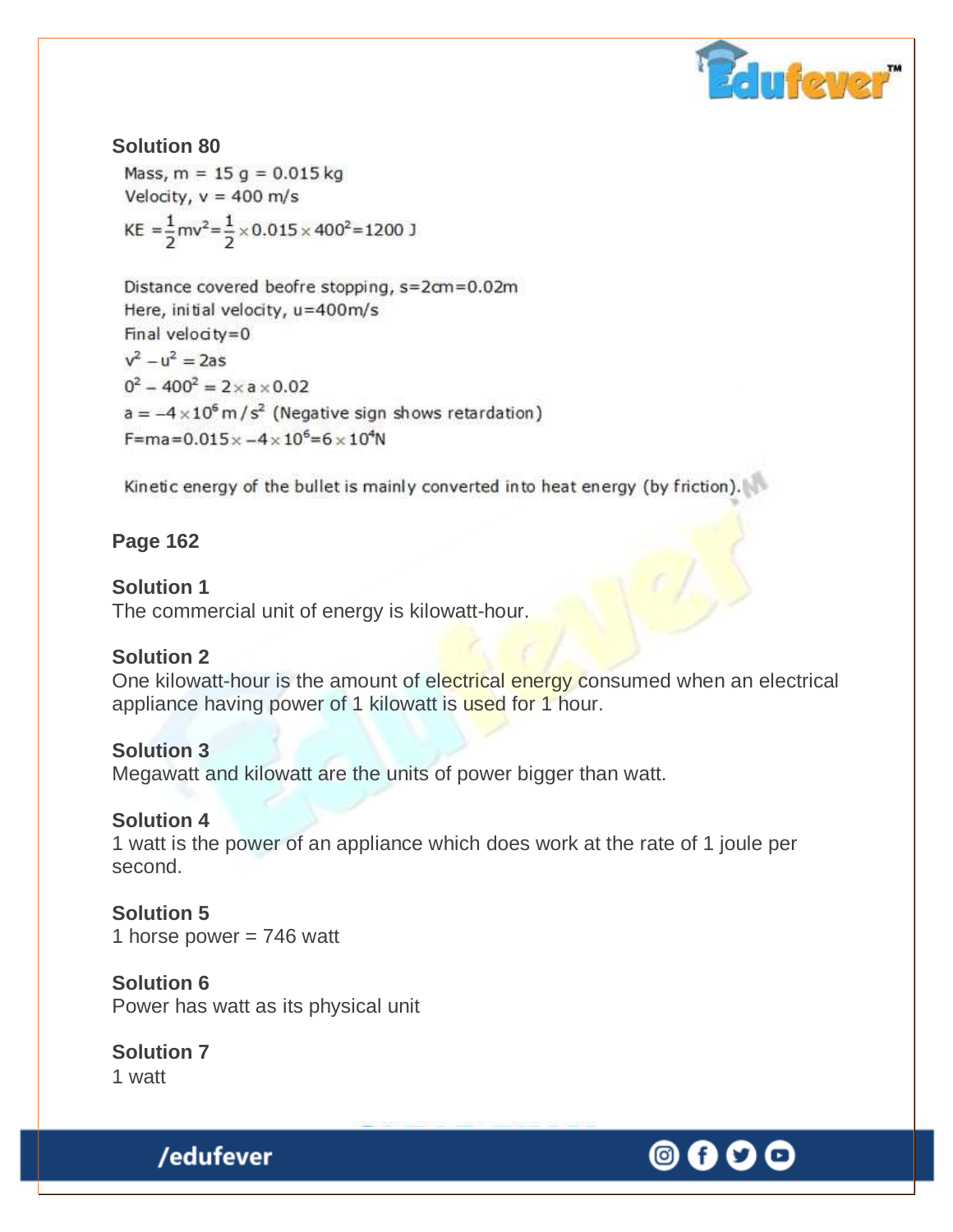**Solution 80**

Mass, m = 15 g = 0.015 kg

Velocity, v = 400 m/s

$$KE = \frac{1}{2}mv^2 = \frac{1}{2} \times 0.015 \times 400^2 = 1200\ J$$

Distance covered beofre stopping, s=2cm=0.02m

Here, initial velocity, u=400m/s

Final velocity=0

$$v^2 - u^2 = 2as$$

$$0^2 - 400^2 = 2 \times a \times 0.02$$

$$a = -4 \times 10^6\ m/s^2 \text{ (Negative sign shows retardation)}$$

$$F = ma = 0.015 \times -4 \times 10^6 = 6 \times 10^4 N$$

Kinetic energy of the bullet is mainly converted into heat energy (by friction).

**Page 162**

**Solution 1**

The commercial unit of energy is kilowatt-hour.

**Solution 2**

One kilowatt-hour is the amount of electrical energy consumed when an electrical appliance having power of 1 kilowatt is used for 1 hour.

**Solution 3**

Megawatt and kilowatt are the units of power bigger than watt.

**Solution 4**

1 watt is the power of an appliance which does work at the rate of 1 joule per second.

**Solution 5**

1 horse power = 746 watt

**Solution 6**

Power has watt as its physical unit

**Solution 7**

1 watt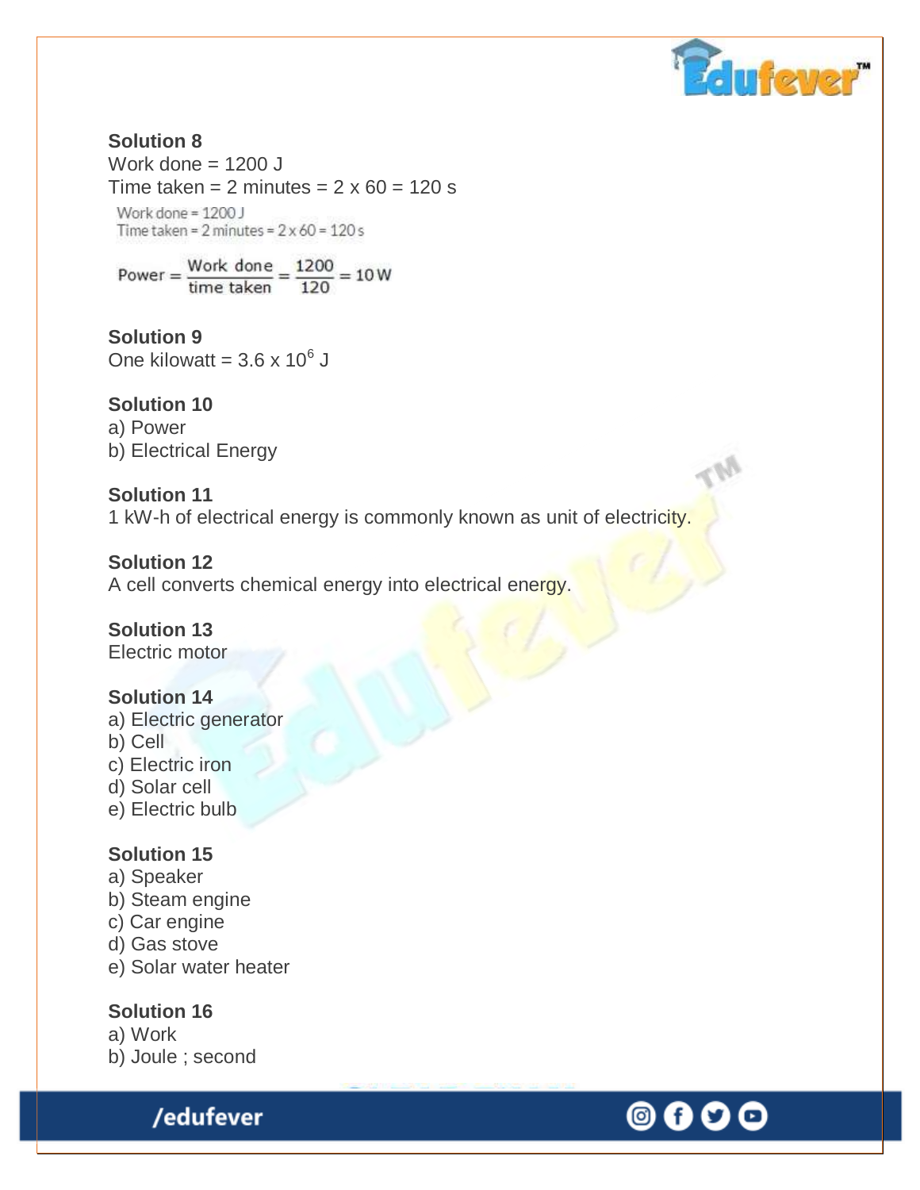**Solution 8**

Work done = 1200 J

Time taken = 2 minutes = 2 x 60 = 120 s

Work done = 1200 J

Time taken = 2 minutes = 2 x 60 = 120 s

$$\text{Power} = \frac{\text{Work done}}{\text{time taken}} = \frac{1200}{120} = 10\,\text{W}$$

**Solution 9**

One kilowatt = $3.6 \times 10^{6}$ J

**Solution 10**

a) Power

b) Electrical Energy

**Solution 11**

1 kW-h of electrical energy is commonly known as unit of electricity.

**Solution 12**

A cell converts chemical energy into electrical energy.

**Solution 13**

Electric motor

**Solution 14**

a) Electric generator

b) Cell

c) Electric iron

d) Solar cell

e) Electric bulb

**Solution 15**

a) Speaker

b) Steam engine

c) Car engine

d) Gas stove

e) Solar water heater

**Solution 16**

a) Work

b) Joule ; second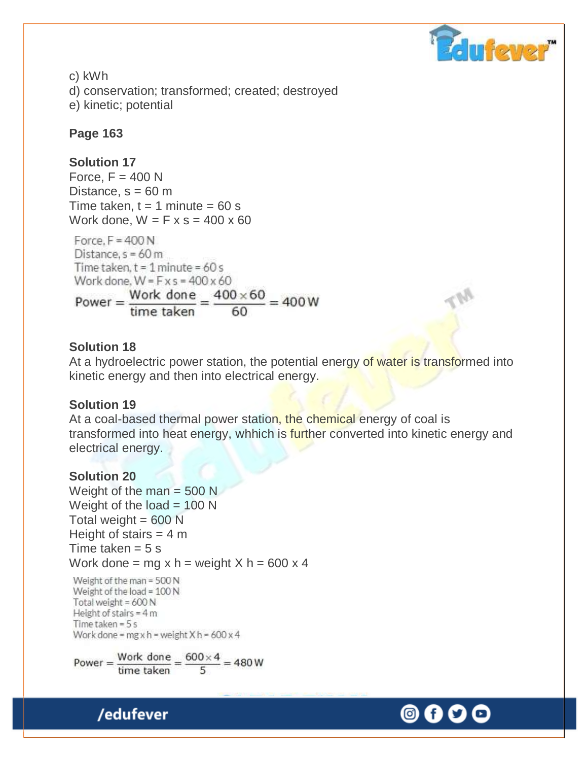c) kWh  
d) conservation; transformed; created; destroyed  
e) kinetic; potential

**Page 163**

**Solution 17**

Force, F = 400 N  
Distance, s = 60 m  
Time taken, t = 1 minute = 60 s  
Work done, W = F x s = 400 x 60

Force, F = 400 N  
Distance, s = 60 m  
Time taken, t = 1 minute = 60 s  
Work done, W = F x s = 400 x 60

$$\text{Power} = \frac{\text{Work done}}{\text{time taken}} = \frac{400 \times 60}{60} = 400\,\text{W}$$

**Solution 18**

At a hydroelectric power station, the potential energy of water is transformed into kinetic energy and then into electrical energy.

**Solution 19**

At a coal-based thermal power station, the chemical energy of coal is transformed into heat energy, whhich is further converted into kinetic energy and electrical energy.

**Solution 20**

Weight of the man = 500 N  
Weight of the load = 100 N  
Total weight = 600 N  
Height of stairs = 4 m  
Time taken = 5 s  
Work done = mg x h = weight X h = 600 x 4

Weight of the man = 500 N  
Weight of the load = 100 N  
Total weight = 600 N  
Height of stairs = 4 m  
Time taken = 5 s  
Work done = mg x h = weight X h = 600 x 4

$$\text{Power} = \frac{\text{Work done}}{\text{time taken}} = \frac{600 \times 4}{5} = 480\,\text{W}$$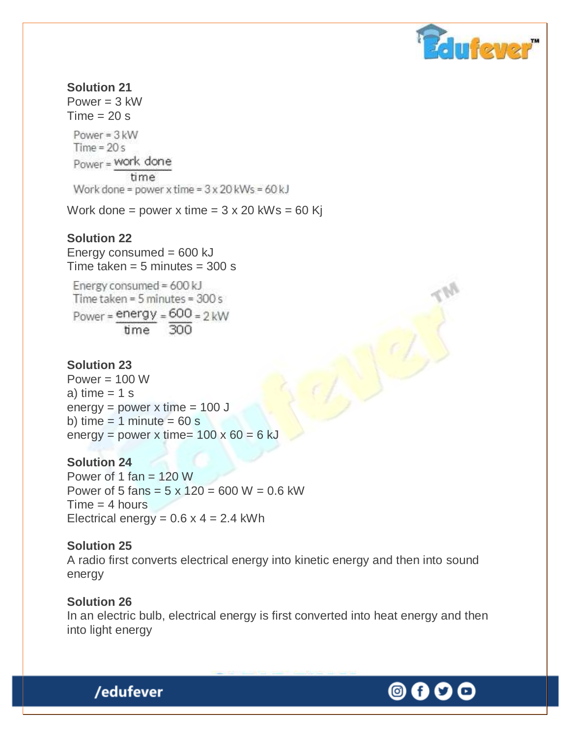**Solution 21**

Power = 3 kW

Time = 20 s

Power = 3 kW

Time = 20 s

$$\text{Power} = \frac{\text{work done}}{\text{time}}$$

Work done = power x time = 3 x 20 kWs = 60 kJ

Work done = power x time = 3 x 20 kWs = 60 Kj

**Solution 22**

Energy consumed = 600 kJ

Time taken = 5 minutes = 300 s

Energy consumed = 600 kJ

Time taken = 5 minutes = 300 s

$$\text{Power} = \frac{\text{energy}}{\text{time}} = \frac{600}{300} = 2\text{ kW}$$

**Solution 23**

Power = 100 W

a) time = 1 s

energy = power x time = 100 J

b) time = 1 minute = 60 s

energy = power x time= 100 x 60 = 6 kJ

**Solution 24**

Power of 1 fan = 120 W

Power of 5 fans = 5 x 120 = 600 W = 0.6 kW

Time = 4 hours

Electrical energy = 0.6 x 4 = 2.4 kWh

**Solution 25**

A radio first converts electrical energy into kinetic energy and then into sound energy

**Solution 26**

In an electric bulb, electrical energy is first converted into heat energy and then into light energy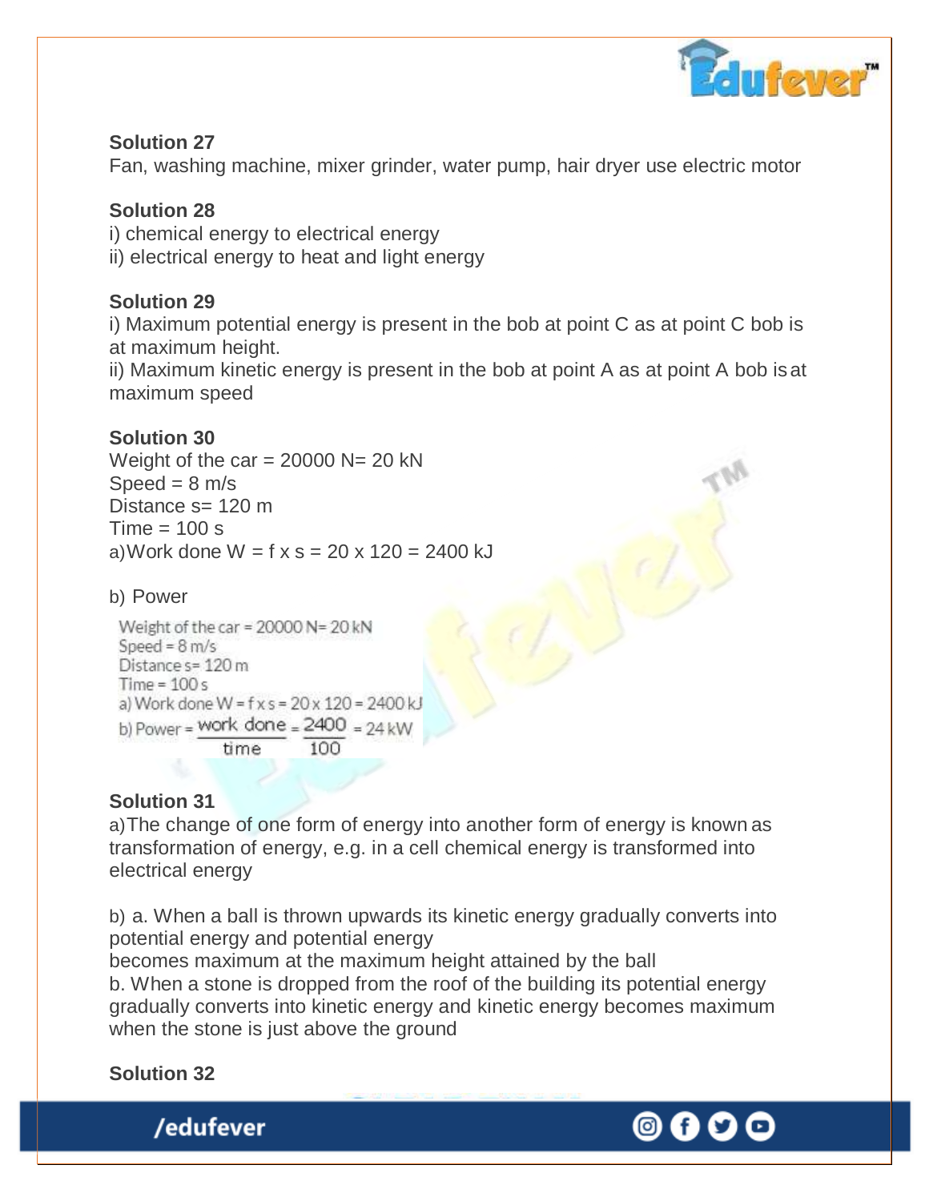**Solution 27**

Fan, washing machine, mixer grinder, water pump, hair dryer use electric motor

**Solution 28**

i) chemical energy to electrical energy

ii) electrical energy to heat and light energy

**Solution 29**

i) Maximum potential energy is present in the bob at point C as at point C bob is at maximum height.

ii) Maximum kinetic energy is present in the bob at point A as at point A bob is at maximum speed

**Solution 30**

Weight of the car = 20000 N= 20 kN

Speed = 8 m/s

Distance s= 120 m

Time = 100 s

a) Work done W = f x s = 20 x 120 = 2400 kJ

b) Power

Weight of the car = 20000 N= 20 kN

Speed = 8 m/s

Distance s= 120 m

Time = 100 s

a) Work done W = f x s = 20 x 120 = 2400 kJ

b) Power = $\frac{\text{work done}}{\text{time}} = \frac{2400}{100} = 24$ kW

**Solution 31**

a) The change of one form of energy into another form of energy is known as transformation of energy, e.g. in a cell chemical energy is transformed into electrical energy

b) a. When a ball is thrown upwards its kinetic energy gradually converts into potential energy and potential energy becomes maximum at the maximum height attained by the ball

b. When a stone is dropped from the roof of the building its potential energy gradually converts into kinetic energy and kinetic energy becomes maximum when the stone is just above the ground

**Solution 32**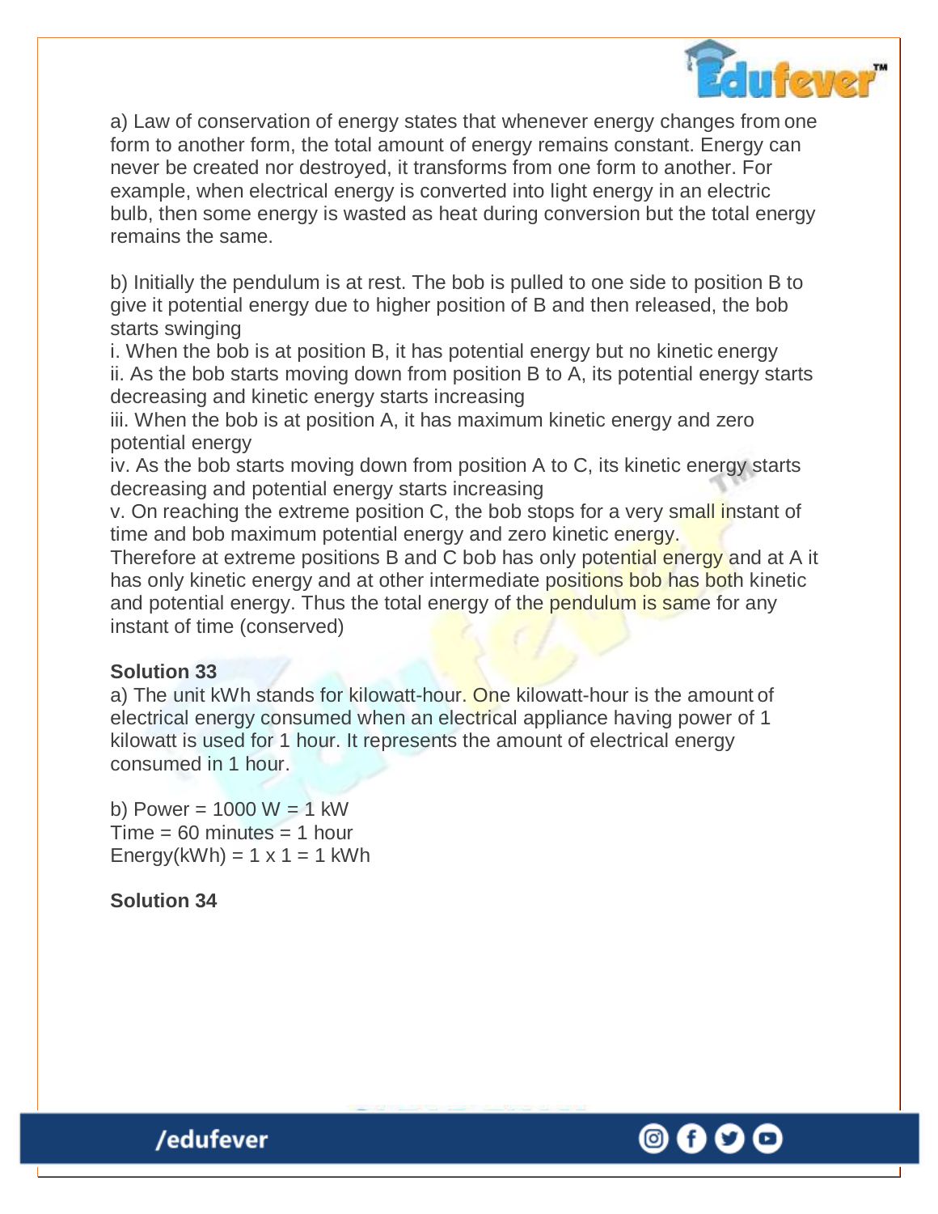a) Law of conservation of energy states that whenever energy changes from one form to another form, the total amount of energy remains constant. Energy can never be created nor destroyed, it transforms from one form to another. For example, when electrical energy is converted into light energy in an electric bulb, then some energy is wasted as heat during conversion but the total energy remains the same.

b) Initially the pendulum is at rest. The bob is pulled to one side to position B to give it potential energy due to higher position of B and then released, the bob starts swinging

i. When the bob is at position B, it has potential energy but no kinetic energy
ii. As the bob starts moving down from position B to A, its potential energy starts decreasing and kinetic energy starts increasing
iii. When the bob is at position A, it has maximum kinetic energy and zero potential energy
iv. As the bob starts moving down from position A to C, its kinetic energy starts decreasing and potential energy starts increasing
v. On reaching the extreme position C, the bob stops for a very small instant of time and bob maximum potential energy and zero kinetic energy.

Therefore at extreme positions B and C bob has only potential energy and at A it has only kinetic energy and at other intermediate positions bob has both kinetic and potential energy. Thus the total energy of the pendulum is same for any instant of time (conserved)

**Solution 33**

a) The unit kWh stands for kilowatt-hour. One kilowatt-hour is the amount of electrical energy consumed when an electrical appliance having power of 1 kilowatt is used for 1 hour. It represents the amount of electrical energy consumed in 1 hour.

b) Power = 1000 W = 1 kW
Time = 60 minutes = 1 hour
Energy(kWh) = 1 x 1 = 1 kWh

**Solution 34**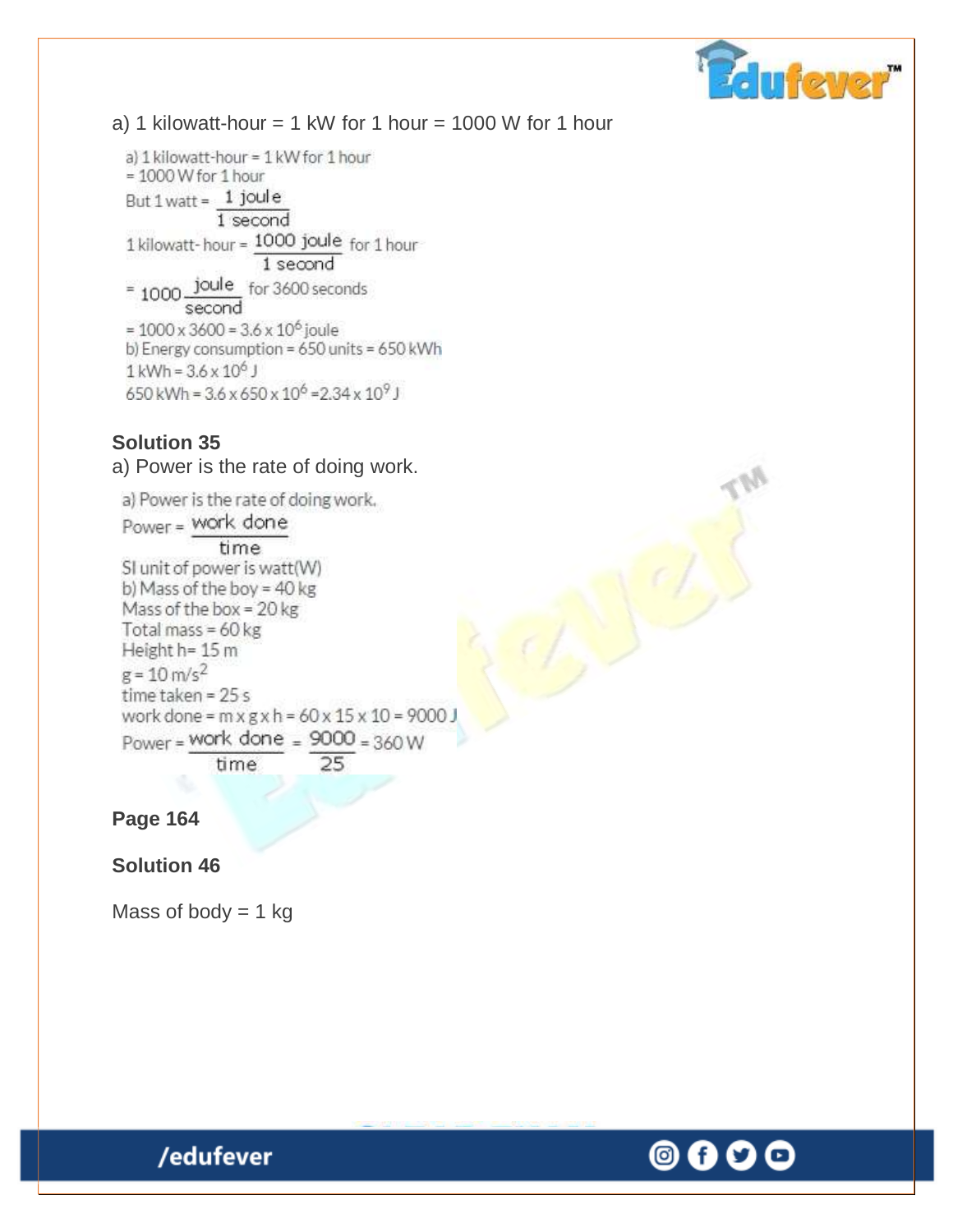a) 1 kilowatt-hour = 1 kW for 1 hour = 1000 W for 1 hour

a) 1 kilowatt-hour = 1 kW for 1 hour
= 1000 W for 1 hour

But 1 watt = $\frac{1 \text{ joule}}{1 \text{ second}}$

1 kilowatt-hour = $\frac{1000 \text{ joule}}{1 \text{ second}}$ for 1 hour

= $1000 \frac{\text{joule}}{\text{second}}$ for 3600 seconds

= $1000 \times 3600 = 3.6 \times 10^6$ joule

b) Energy consumption = 650 units = 650 kWh

1 kWh = $3.6 \times 10^6$ J

650 kWh = $3.6 \times 650 \times 10^6 = 2.34 \times 10^9$ J

**Solution 35**

a) Power is the rate of doing work.

a) Power is the rate of doing work.

Power = $\frac{\text{work done}}{\text{time}}$

SI unit of power is watt(W)

b) Mass of the boy = 40 kg

Mass of the box = 20 kg

Total mass = 60 kg

Height h = 15 m

$g = 10 \text{ m/s}^2$

time taken = 25 s

work done = m x g x h = 60 x 15 x 10 = 9000 J

Power = $\frac{\text{work done}}{\text{time}} = \frac{9000}{25} = 360$ W

**Page 164**

**Solution 46**

Mass of body = 1 kg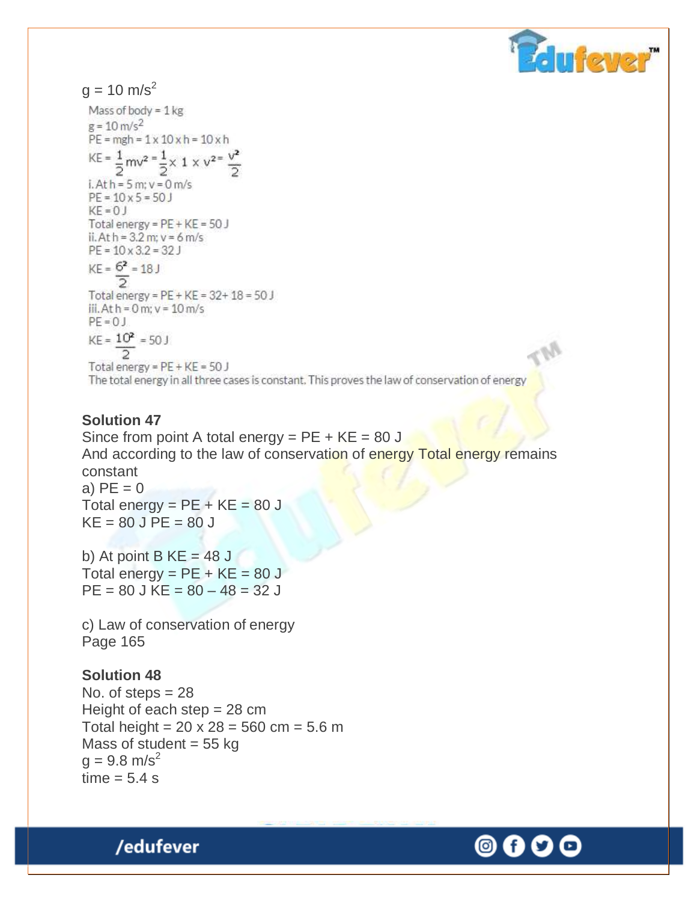$g = 10\ m/s^2$

Mass of body = 1 kg

$g = 10\ m/s^2$

PE = mgh = 1 x 10 x h = 10 x h

$KE = \frac{1}{2}mv^2 = \frac{1}{2} \times 1 \times v^2 = \frac{v^2}{2}$

i. At h = 5 m; v = 0 m/s

PE = 10 x 5 = 50 J

KE = 0 J

Total energy = PE + KE = 50 J

ii. At h = 3.2 m; v = 6 m/s

PE = 10 x 3.2 = 32 J

$KE = \frac{6^2}{2} = 18\ J$

Total energy = PE + KE = 32 + 18 = 50 J

iii. At h = 0 m; v = 10 m/s

PE = 0 J

$KE = \frac{10^2}{2} = 50\ J$

Total energy = PE + KE = 50 J

The total energy in all three cases is constant. This proves the law of conservation of energy

**Solution 47**

Since from point A total energy = PE + KE = 80 J

And according to the law of conservation of energy Total energy remains constant

a) PE = 0

Total energy = PE + KE = 80 J

KE = 80 J PE = 80 J

b) At point B KE = 48 J

Total energy = PE + KE = 80 J

PE = 80 J KE = 80 – 48 = 32 J

c) Law of conservation of energy

Page 165

**Solution 48**

No. of steps = 28

Height of each step = 28 cm

Total height = 20 x 28 = 560 cm = 5.6 m

Mass of student = 55 kg

$g = 9.8\ m/s^2$

time = 5.4 s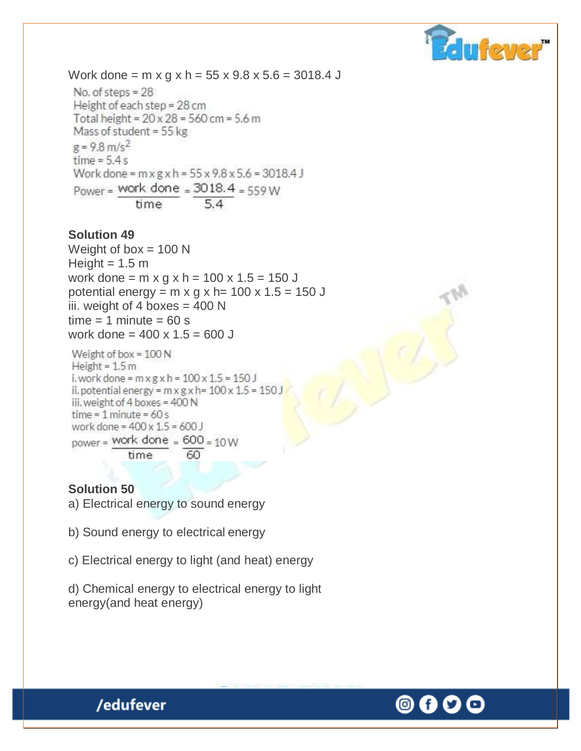Work done = m x g x h = 55 x 9.8 x 5.6 = 3018.4 J

No. of steps = 28
Height of each step = 28 cm
Total height = 20 x 28 = 560 cm = 5.6 m
Mass of student = 55 kg
$g = 9.8 \text{ m/s}^2$
time = 5.4 s
Work done = m x g x h = 55 x 9.8 x 5.6 = 3018.4 J

$$\text{Power} = \frac{\text{work done}}{\text{time}} = \frac{3018.4}{5.4} = 559 \text{ W}$$

**Solution 49**

Weight of box = 100 N
Height = 1.5 m
work done = m x g x h = 100 x 1.5 = 150 J
potential energy = m x g x h= 100 x 1.5 = 150 J
iii. weight of 4 boxes = 400 N
time = 1 minute = 60 s
work done = 400 x 1.5 = 600 J

Weight of box = 100 N
Height = 1.5 m
i. work done = m x g x h = 100 x 1.5 = 150 J
ii. potential energy = m x g x h= 100 x 1.5 = 150 J
iii. weight of 4 boxes = 400 N
time = 1 minute = 60 s
work done = 400 x 1.5 = 600 J

$$\text{power} = \frac{\text{work done}}{\text{time}} = \frac{600}{60} = 10 \text{ W}$$

**Solution 50**

a) Electrical energy to sound energy

b) Sound energy to electrical energy

c) Electrical energy to light (and heat) energy

d) Chemical energy to electrical energy to light energy(and heat energy)